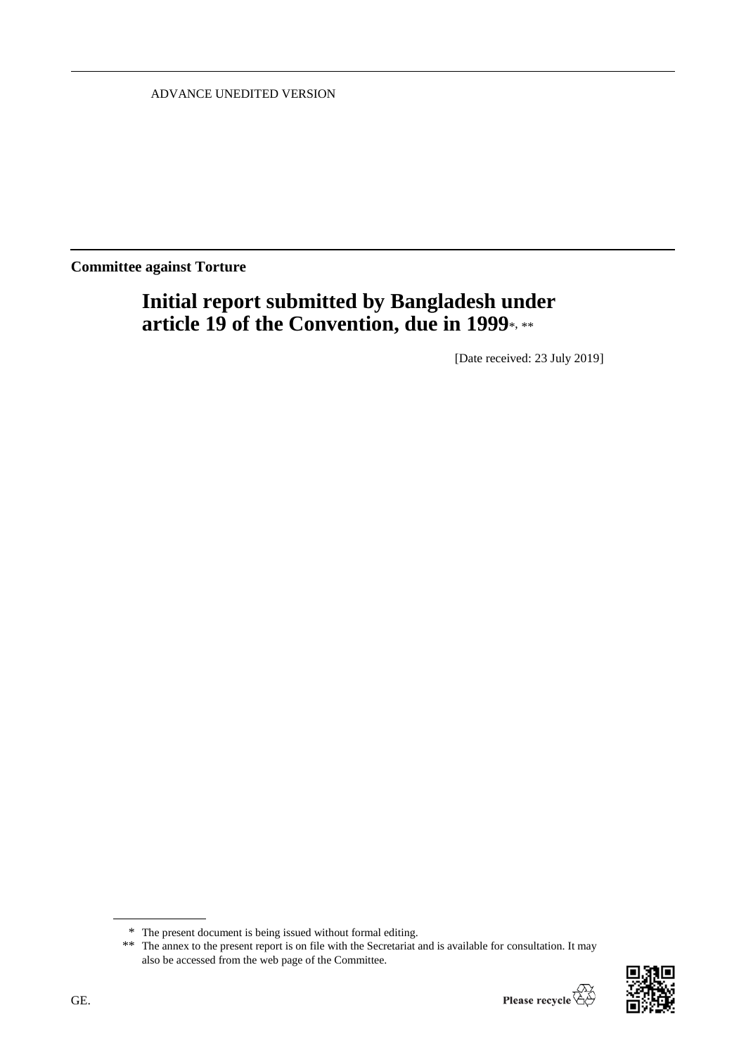ADVANCE UNEDITED VERSION

**Committee against Torture**

# Initial report submitted by Bangladesh under article 19 of the Convention, due in 1999*, **

[Date received: 23 July 2019]

* The present document is being issued without formal editing.

** The annex to the present report is on file with the Secretariat and is available for consultation. It may also be accessed from the web page of the Committee.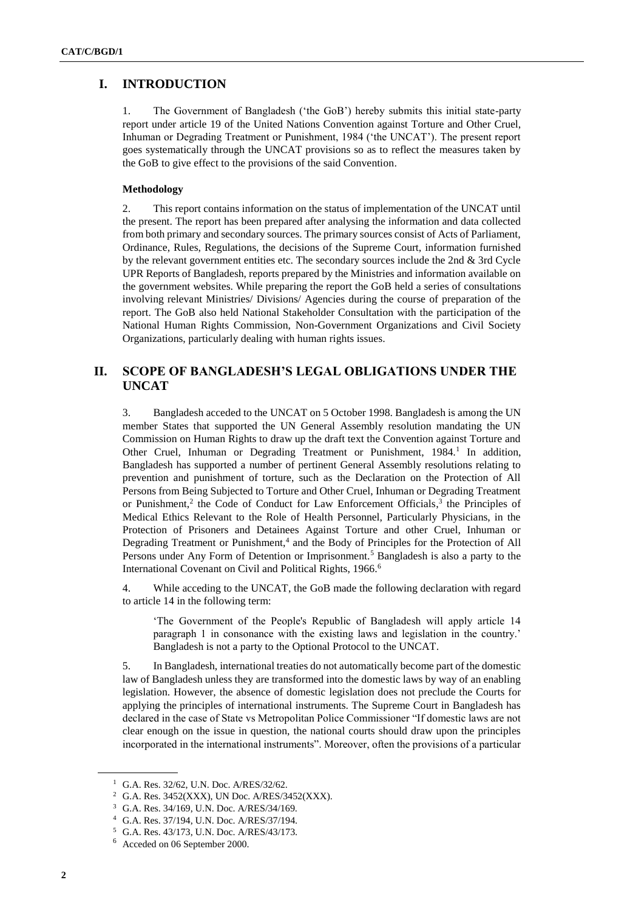## I. INTRODUCTION

1. The Government of Bangladesh ('the GoB') hereby submits this initial state-party report under article 19 of the United Nations Convention against Torture and Other Cruel, Inhuman or Degrading Treatment or Punishment, 1984 ('the UNCAT'). The present report goes systematically through the UNCAT provisions so as to reflect the measures taken by the GoB to give effect to the provisions of the said Convention.

### Methodology

2. This report contains information on the status of implementation of the UNCAT until the present. The report has been prepared after analysing the information and data collected from both primary and secondary sources. The primary sources consist of Acts of Parliament, Ordinance, Rules, Regulations, the decisions of the Supreme Court, information furnished by the relevant government entities etc. The secondary sources include the 2nd & 3rd Cycle UPR Reports of Bangladesh, reports prepared by the Ministries and information available on the government websites. While preparing the report the GoB held a series of consultations involving relevant Ministries/ Divisions/ Agencies during the course of preparation of the report. The GoB also held National Stakeholder Consultation with the participation of the National Human Rights Commission, Non-Government Organizations and Civil Society Organizations, particularly dealing with human rights issues.

## II. SCOPE OF BANGLADESH'S LEGAL OBLIGATIONS UNDER THE UNCAT

3. Bangladesh acceded to the UNCAT on 5 October 1998. Bangladesh is among the UN member States that supported the UN General Assembly resolution mandating the UN Commission on Human Rights to draw up the draft text the Convention against Torture and Other Cruel, Inhuman or Degrading Treatment or Punishment, 1984.[1] In addition, Bangladesh has supported a number of pertinent General Assembly resolutions relating to prevention and punishment of torture, such as the Declaration on the Protection of All Persons from Being Subjected to Torture and Other Cruel, Inhuman on Degrading Treatment or Punishment,[2] the Code of Conduct for Law Enforcement Officials,[3] the Principles of Medical Ethics Relevant to the Role of Health Personnel, Particularly Physicians, in the Protection of Prisoners and Detainees Against Torture and other Cruel, Inhuman or Degrading Treatment or Punishment,[4] and the Body of Principles for the Protection of All Persons under Any Form of Detention or Imprisonment.[5] Bangladesh is also a party to the International Covenant on Civil and Political Rights, 1966.[6]

4. While acceding to the UNCAT, the GoB made the following declaration with regard to article 14 in the following term:

> 'The Government of the People's Republic of Bangladesh will apply article 14 paragraph 1 in consonance with the existing laws and legislation in the country.' Bangladesh is not a party to the Optional Protocol to the UNCAT.

5. In Bangladesh, international treaties do not automatically become part of the domestic law of Bangladesh unless they are transformed into the domestic laws by way of an enabling legislation. However, the absence of domestic legislation does not preclude the Courts for applying the principles of international instruments. The Supreme Court in Bangladesh has declared in the case of State vs Metropolitan Police Commissioner "If domestic laws are not clear enough on the issue in question, the national courts should draw upon the principles incorporated in the international instruments". Moreover, often the provisions of a particular

---

[1] G.A. Res. 32/62, U.N. Doc. A/RES/32/62.

[2] G.A. Res. 3452(XXX), UN Doc. A/RES/3452(XXX).

[3] G.A. Res. 34/169, U.N. Doc. A/RES/34/169.

[4] G.A. Res. 37/194, U.N. Doc. A/RES/37/194.

[5] G.A. Res. 43/173, U.N. Doc. A/RES/43/173.

[6] Acceded on 06 September 2000.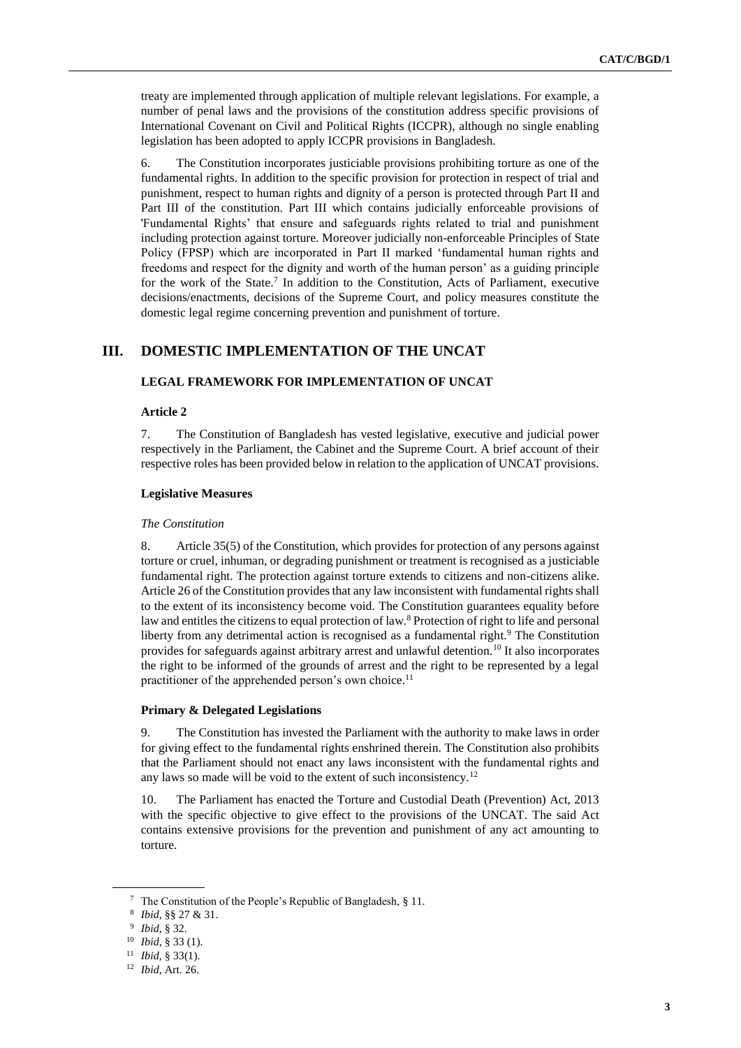treaty are implemented through application of multiple relevant legislations. For example, a number of penal laws and the provisions of the constitution address specific provisions of International Covenant on Civil and Political Rights (ICCPR), although no single enabling legislation has been adopted to apply ICCPR provisions in Bangladesh.

6. The Constitution incorporates justiciable provisions prohibiting torture as one of the fundamental rights. In addition to the specific provision for protection in respect of trial and punishment, respect to human rights and dignity of a person is protected through Part II and Part III of the constitution. Part III which contains judicially enforceable provisions of 'Fundamental Rights' that ensure and safeguards rights related to trial and punishment including protection against torture. Moreover judicially non-enforceable Principles of State Policy (FPSP) which are incorporated in Part II marked 'fundamental human rights and freedoms and respect for the dignity and worth of the human person' as a guiding principle for the work of the State.[7] In addition to the Constitution, Acts of Parliament, executive decisions/enactments, decisions of the Supreme Court, and policy measures constitute the domestic legal regime concerning prevention and punishment of torture.

# III. DOMESTIC IMPLEMENTATION OF THE UNCAT

## LEGAL FRAMEWORK FOR IMPLEMENTATION OF UNCAT

### Article 2

7. The Constitution of Bangladesh has vested legislative, executive and judicial power respectively in the Parliament, the Cabinet and the Supreme Court. A brief account of their respective roles has been provided below in relation to the application of UNCAT provisions.

### Legislative Measures

*The Constitution*

8. Article 35(5) of the Constitution, which provides for protection of any persons against torture or cruel, inhuman, or degrading punishment or treatment is recognised as a justiciable fundamental right. The protection against torture extends to citizens and non-citizens alike. Article 26 of the Constitution provides that any law inconsistent with fundamental rights shall to the extent of its inconsistency become void. The Constitution guarantees equality before law and entitles the citizens to equal protection of law.[8] Protection of right to life and personal liberty from any detrimental action is recognised as a fundamental right.[9] The Constitution provides for safeguards against arbitrary arrest and unlawful detention.[10] It also incorporates the right to be informed of the grounds of arrest and the right to be represented by a legal practitioner of the apprehended person's own choice.[11]

### Primary & Delegated Legislations

9. The Constitution has invested the Parliament with the authority to make laws in order for giving effect to the fundamental rights enshrined therein. The Constitution also prohibits that the Parliament should not enact any laws inconsistent with the fundamental rights and any laws so made will be void to the extent of such inconsistency.[12]

10. The Parliament has enacted the Torture and Custodial Death (Prevention) Act, 2013 with the specific objective to give effect to the provisions of the UNCAT. The said Act contains extensive provisions for the prevention and punishment of any act amounting to torture.

---

[7] The Constitution of the People's Republic of Bangladesh, § 11.

[8] *Ibid*, §§ 27 & 31.

[9] *Ibid*, § 32.

[10] *Ibid*, § 33 (1).

[11] *Ibid*, § 33(1).

[12] *Ibid*, Art. 26.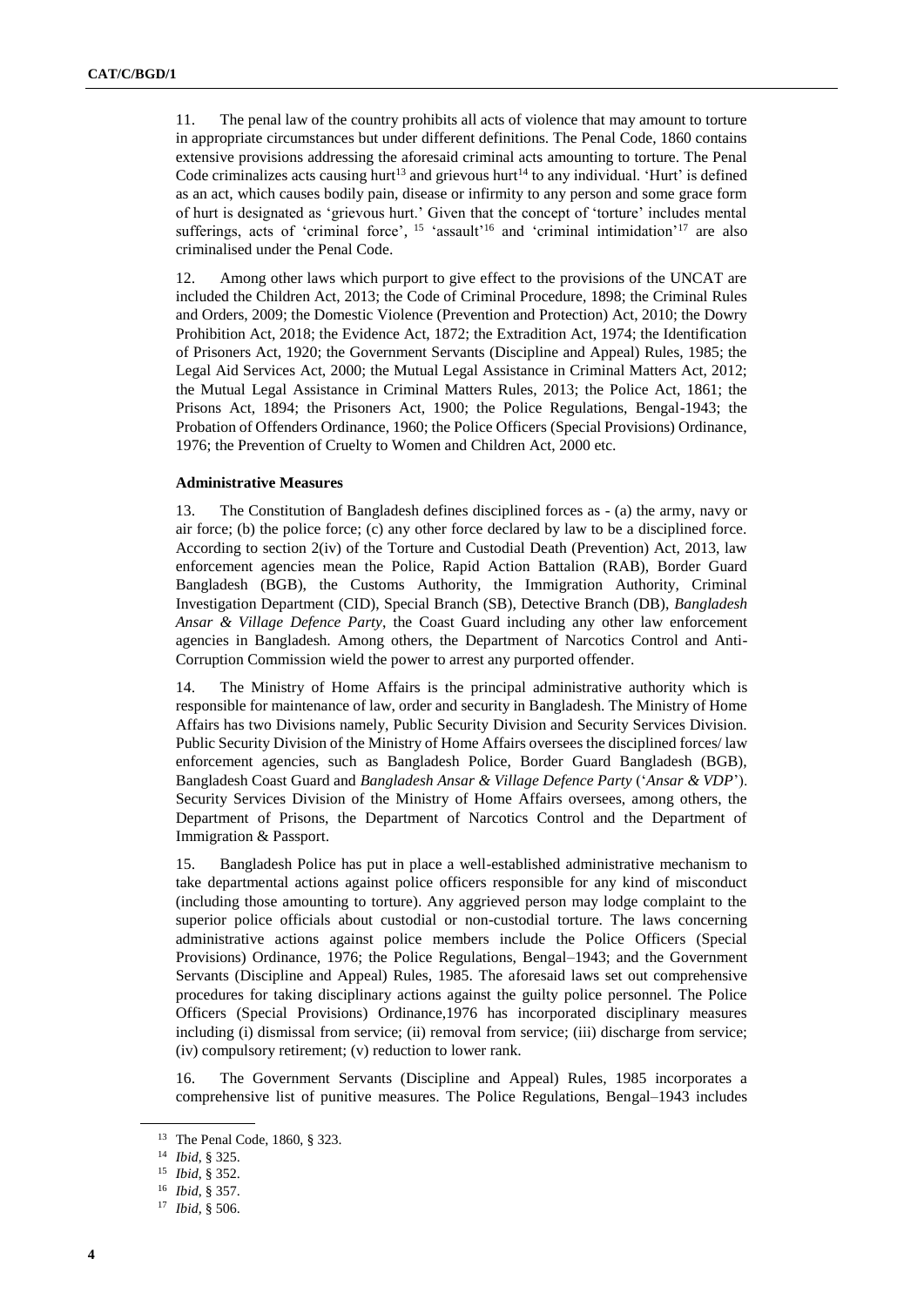11. The penal law of the country prohibits all acts of violence that may amount to torture in appropriate circumstances but under different definitions. The Penal Code, 1860 contains extensive provisions addressing the aforesaid criminal acts amounting to torture. The Penal Code criminalizes acts causing hurt[13] and grievous hurt[14] to any individual. 'Hurt' is defined as an act, which causes bodily pain, disease or infirmity to any person and some grace form of hurt is designated as 'grievous hurt.' Given that the concept of 'torture' includes mental sufferings, acts of 'criminal force', [15] 'assault'[16] and 'criminal intimidation'[17] are also criminalised under the Penal Code.

12. Among other laws which purport to give effect to the provisions of the UNCAT are included the Children Act, 2013; the Code of Criminal Procedure, 1898; the Criminal Rules and Orders, 2009; the Domestic Violence (Prevention and Protection) Act, 2010; the Dowry Prohibition Act, 2018; the Evidence Act, 1872; the Extradition Act, 1974; the Identification of Prisoners Act, 1920; the Government Servants (Discipline and Appeal) Rules, 1985; the Legal Aid Services Act, 2000; the Mutual Legal Assistance in Criminal Matters Act, 2012; the Mutual Legal Assistance in Criminal Matters Rules, 2013; the Police Act, 1861; the Prisons Act, 1894; the Prisoners Act, 1900; the Police Regulations, Bengal-1943; the Probation of Offenders Ordinance, 1960; the Police Officers (Special Provisions) Ordinance, 1976; the Prevention of Cruelty to Women and Children Act, 2000 etc.

**Administrative Measures**

13. The Constitution of Bangladesh defines disciplined forces as - (a) the army, navy or air force; (b) the police force; (c) any other force declared by law to be a disciplined force. According to section 2(iv) of the Torture and Custodial Death (Prevention) Act, 2013, law enforcement agencies mean the Police, Rapid Action Battalion (RAB), Border Guard Bangladesh (BGB), the Customs Authority, the Immigration Authority, Criminal Investigation Department (CID), Special Branch (SB), Detective Branch (DB), *Bangladesh Ansar & Village Defence Party*, the Coast Guard including any other law enforcement agencies in Bangladesh. Among others, the Department of Narcotics Control and Anti-Corruption Commission wield the power to arrest any purported offender.

14. The Ministry of Home Affairs is the principal administrative authority which is responsible for maintenance of law, order and security in Bangladesh. The Ministry of Home Affairs has two Divisions namely, Public Security Division and Security Services Division. Public Security Division of the Ministry of Home Affairs oversees the disciplined forces/ law enforcement agencies, such as Bangladesh Police, Border Guard Bangladesh (BGB), Bangladesh Coast Guard and *Bangladesh Ansar & Village Defence Party* ('*Ansar & VDP*'). Security Services Division of the Ministry of Home Affairs oversees, among others, the Department of Prisons, the Department of Narcotics Control and the Department of Immigration & Passport.

15. Bangladesh Police has put in place a well-established administrative mechanism to take departmental actions against police officers responsible for any kind of misconduct (including those amounting to torture). Any aggrieved person may lodge complaint to the superior police officials about custodial or non-custodial torture. The laws concerning administrative actions against police members include the Police Officers (Special Provisions) Ordinance, 1976; the Police Regulations, Bengal–1943; and the Government Servants (Discipline and Appeal) Rules, 1985. The aforesaid laws set out comprehensive procedures for taking disciplinary actions against the guilty police personnel. The Police Officers (Special Provisions) Ordinance,1976 has incorporated disciplinary measures including (i) dismissal from service; (ii) removal from service; (iii) discharge from service; (iv) compulsory retirement; (v) reduction to lower rank.

16. The Government Servants (Discipline and Appeal) Rules, 1985 incorporates a comprehensive list of punitive measures. The Police Regulations, Bengal–1943 includes

---

[13] The Penal Code, 1860, § 323.

[14] *Ibid*, § 325.

[15] *Ibid*, § 352.

[16] *Ibid*, § 357.

[17] *Ibid*, § 506.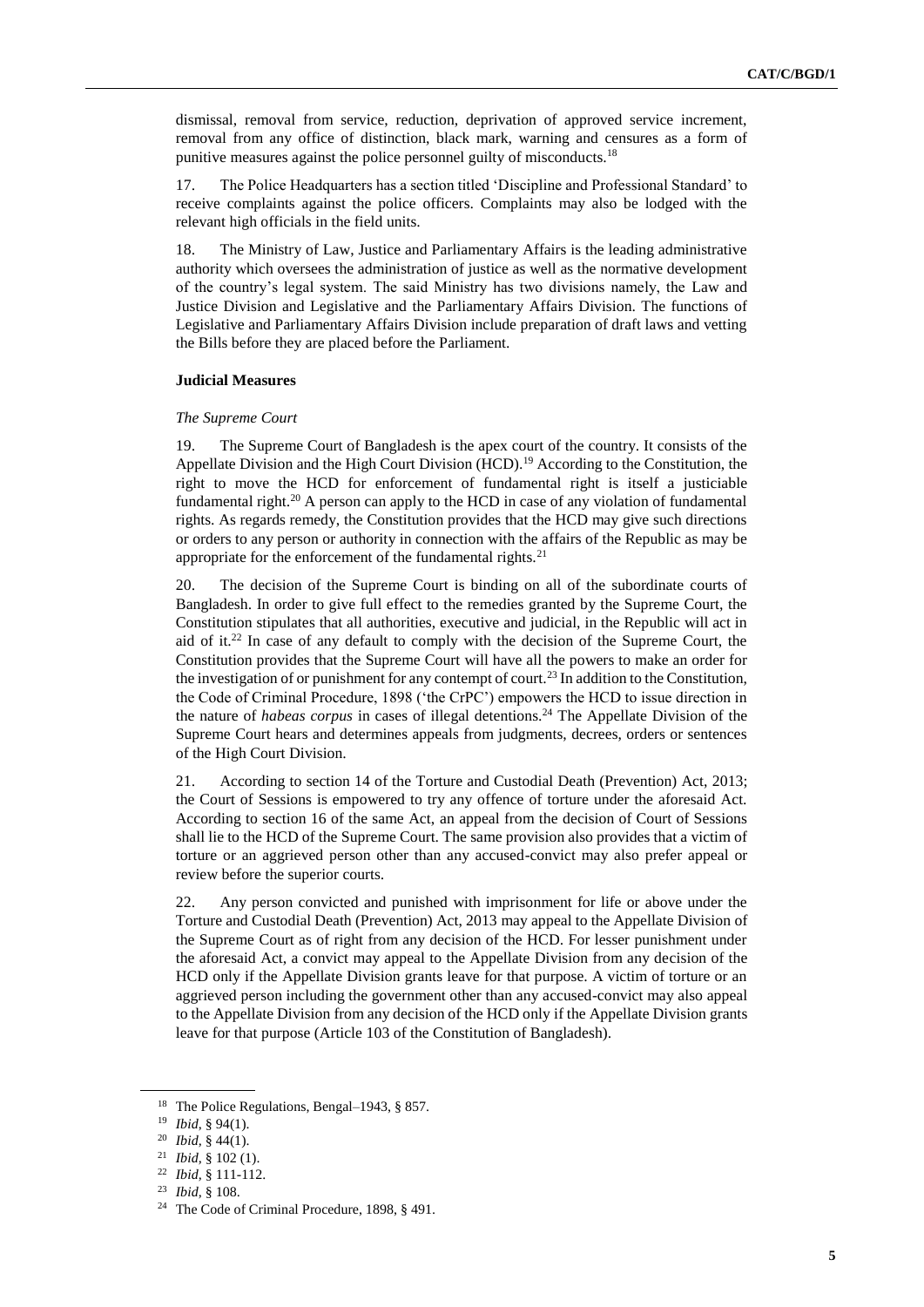dismissal, removal from service, reduction, deprivation of approved service increment, removal from any office of distinction, black mark, warning and censures as a form of punitive measures against the police personnel guilty of misconducts.[18]

17. The Police Headquarters has a section titled 'Discipline and Professional Standard' to receive complaints against the police officers. Complaints may also be lodged with the relevant high officials in the field units.

18. The Ministry of Law, Justice and Parliamentary Affairs is the leading administrative authority which oversees the administration of justice as well as the normative development of the country's legal system. The said Ministry has two divisions namely, the Law and Justice Division and Legislative and the Parliamentary Affairs Division. The functions of Legislative and Parliamentary Affairs Division include preparation of draft laws and vetting the Bills before they are placed before the Parliament.

**Judicial Measures**

*The Supreme Court*

19. The Supreme Court of Bangladesh is the apex court of the country. It consists of the Appellate Division and the High Court Division (HCD).[19] According to the Constitution, the right to move the HCD for enforcement of fundamental right is itself a justiciable fundamental right.[20] A person can apply to the HCD in case of any violation of fundamental rights. As regards remedy, the Constitution provides that the HCD may give such directions or orders to any person or authority in connection with the affairs of the Republic as may be appropriate for the enforcement of the fundamental rights.[21]

20. The decision of the Supreme Court is binding on all of the subordinate courts of Bangladesh. In order to give full effect to the remedies granted by the Supreme Court, the Constitution stipulates that all authorities, executive and judicial, in the Republic will act in aid of it.[22] In case of any default to comply with the decision of the Supreme Court, the Constitution provides that the Supreme Court will have all the powers to make an order for the investigation of or punishment for any contempt of court.[23] In addition to the Constitution, the Code of Criminal Procedure, 1898 ('the CrPC') empowers the HCD to issue direction in the nature of *habeas corpus* in cases of illegal detentions.[24] The Appellate Division of the Supreme Court hears and determines appeals from judgments, decrees, orders or sentences of the High Court Division.

21. According to section 14 of the Torture and Custodial Death (Prevention) Act, 2013; the Court of Sessions is empowered to try any offence of torture under the aforesaid Act. According to section 16 of the same Act, an appeal from the decision of Court of Sessions shall lie to the HCD of the Supreme Court. The same provision also provides that a victim of torture or an aggrieved person other than any accused-convict may also prefer appeal or review before the superior courts.

22. Any person convicted and punished with imprisonment for life or above under the Torture and Custodial Death (Prevention) Act, 2013 may appeal to the Appellate Division of the Supreme Court as of right from any decision of the HCD. For lesser punishment under the aforesaid Act, a convict may appeal to the Appellate Division from any decision of the HCD only if the Appellate Division grants leave for that purpose. A victim of torture or an aggrieved person including the government other than any accused-convict may also appeal to the Appellate Division from any decision of the HCD only if the Appellate Division grants leave for that purpose (Article 103 of the Constitution of Bangladesh).

---

[18] The Police Regulations, Bengal–1943, § 857.

[19] *Ibid*, § 94(1).

[20] *Ibid*, § 44(1).

[21] *Ibid*, § 102 (1).

[22] *Ibid*, § 111-112.

[23] *Ibid*, § 108.

[24] The Code of Criminal Procedure, 1898, § 491.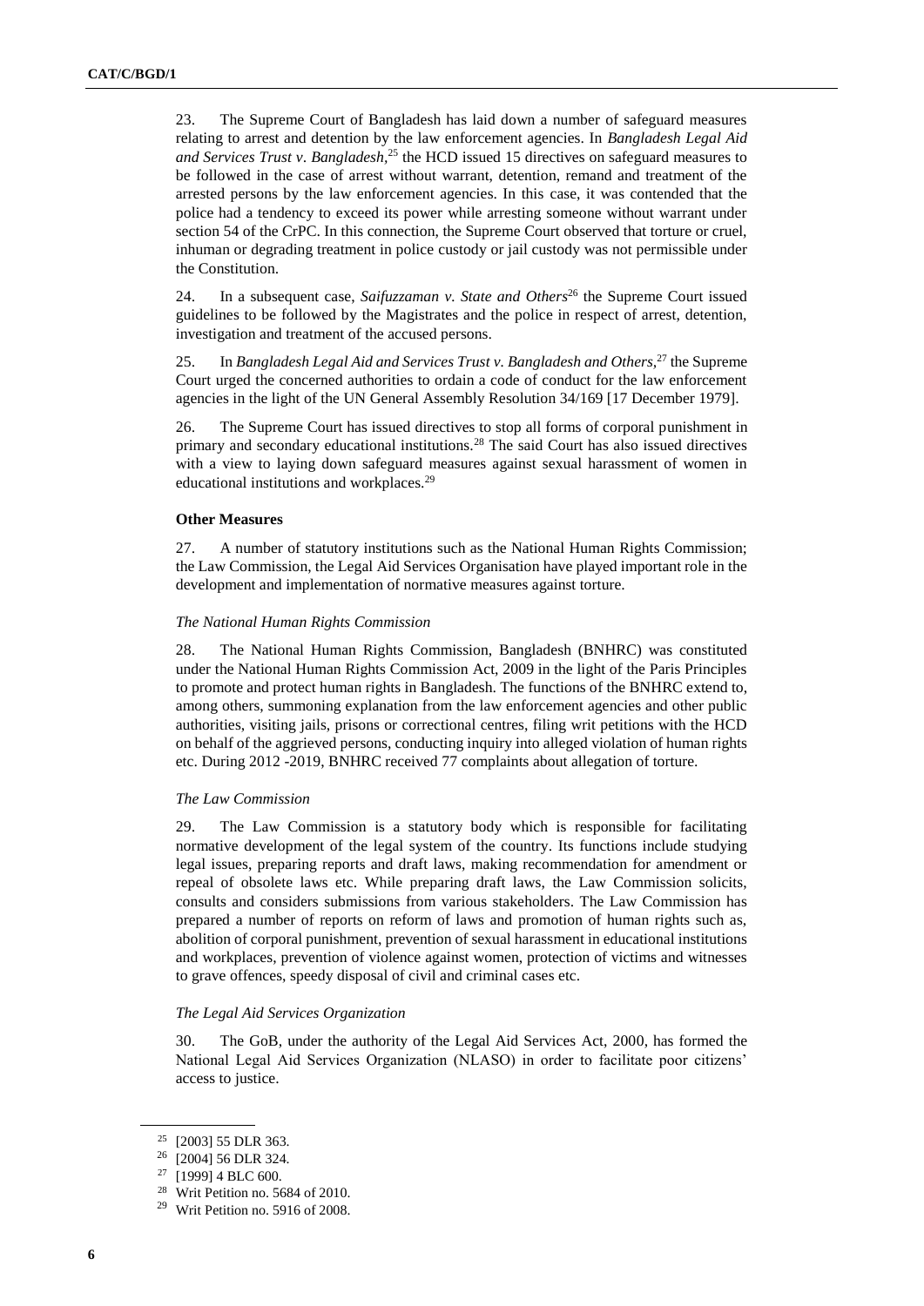23. The Supreme Court of Bangladesh has laid down a number of safeguard measures relating to arrest and detention by the law enforcement agencies. In *Bangladesh Legal Aid and Services Trust v. Bangladesh*,[25] the HCD issued 15 directives on safeguard measures to be followed in the case of arrest without warrant, detention, remand and treatment of the arrested persons by the law enforcement agencies. In this case, it was contended that the police had a tendency to exceed its power while arresting someone without warrant under section 54 of the CrPC. In this connection, the Supreme Court observed that torture or cruel, inhuman or degrading treatment in police custody or jail custody was not permissible under the Constitution.

24. In a subsequent case, *Saifuzzaman v. State and Others*[26] the Supreme Court issued guidelines to be followed by the Magistrates and the police in respect of arrest, detention, investigation and treatment of the accused persons.

25. In *Bangladesh Legal Aid and Services Trust v. Bangladesh and Others*,[27] the Supreme Court urged the concerned authorities to ordain a code of conduct for the law enforcement agencies in the light of the UN General Assembly Resolution 34/169 [17 December 1979].

26. The Supreme Court has issued directives to stop all forms of corporal punishment in primary and secondary educational institutions.[28] The said Court has also issued directives with a view to laying down safeguard measures against sexual harassment of women in educational institutions and workplaces.[29]

**Other Measures**

27. A number of statutory institutions such as the National Human Rights Commission; the Law Commission, the Legal Aid Services Organisation have played important role in the development and implementation of normative measures against torture.

*The National Human Rights Commission*

28. The National Human Rights Commission, Bangladesh (BNHRC) was constituted under the National Human Rights Commission Act, 2009 in the light of the Paris Principles to promote and protect human rights in Bangladesh. The functions of the BNHRC extend to, among others, summoning explanation from the law enforcement agencies and other public authorities, visiting jails, prisons or correctional centres, filing writ petitions with the HCD on behalf of the aggrieved persons, conducting inquiry into alleged violation of human rights etc. During 2012 -2019, BNHRC received 77 complaints about allegation of torture.

*The Law Commission*

29. The Law Commission is a statutory body which is responsible for facilitating normative development of the legal system of the country. Its functions include studying legal issues, preparing reports and draft laws, making recommendation for amendment or repeal of obsolete laws etc. While preparing draft laws, the Law Commission solicits, consults and considers submissions from various stakeholders. The Law Commission has prepared a number of reports on reform of laws and promotion of human rights such as, abolition of corporal punishment, prevention of sexual harassment in educational institutions and workplaces, prevention of violence against women, protection of victims and witnesses to grave offences, speedy disposal of civil and criminal cases etc.

*The Legal Aid Services Organization*

30. The GoB, under the authority of the Legal Aid Services Act, 2000, has formed the National Legal Aid Services Organization (NLASO) in order to facilitate poor citizens' access to justice.

---

[25] [2003] 55 DLR 363.

[26] [2004] 56 DLR 324.

[27] [1999] 4 BLC 600.

[28] Writ Petition no. 5684 of 2010.

[29] Writ Petition no. 5916 of 2008.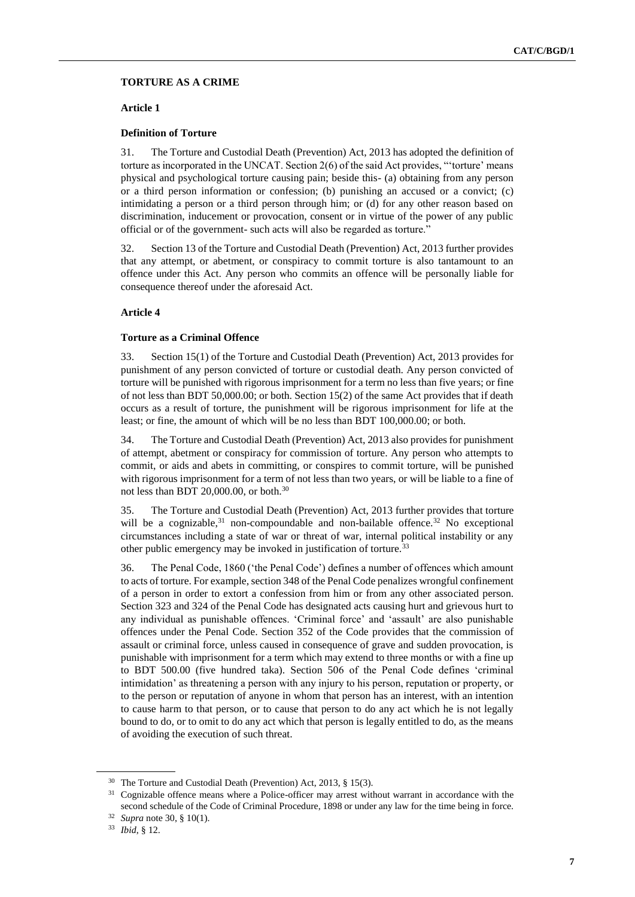## TORTURE AS A CRIME

### Article 1

#### Definition of Torture

31. The Torture and Custodial Death (Prevention) Act, 2013 has adopted the definition of torture as incorporated in the UNCAT. Section 2(6) of the said Act provides, "'torture' means physical and psychological torture causing pain; beside this- (a) obtaining from any person or a third person information or confession; (b) punishing an accused or a convict; (c) intimidating a person or a third person through him; or (d) for any other reason based on discrimination, inducement or provocation, consent or in virtue of the power of any public official or of the government- such acts will also be regarded as torture."

32. Section 13 of the Torture and Custodial Death (Prevention) Act, 2013 further provides that any attempt, or abetment, or conspiracy to commit torture is also tantamount to an offence under this Act. Any person who commits an offence will be personally liable for consequence thereof under the aforesaid Act.

### Article 4

#### Torture as a Criminal Offence

33. Section 15(1) of the Torture and Custodial Death (Prevention) Act, 2013 provides for punishment of any person convicted of torture or custodial death. Any person convicted of torture will be punished with rigorous imprisonment for a term no less than five years; or fine of not less than BDT 50,000.00; or both. Section 15(2) of the same Act provides that if death occurs as a result of torture, the punishment will be rigorous imprisonment for life at the least; or fine, the amount of which will be no less than BDT 100,000.00; or both.

34. The Torture and Custodial Death (Prevention) Act, 2013 also provides for punishment of attempt, abetment or conspiracy for commission of torture. Any person who attempts to commit, or aids and abets in committing, or conspires to commit torture, will be punished with rigorous imprisonment for a term of not less than two years, or will be liable to a fine of not less than BDT 20,000.00, or both.[30]

35. The Torture and Custodial Death (Prevention) Act, 2013 further provides that torture will be a cognizable,[31] non-compoundable and non-bailable offence.[32] No exceptional circumstances including a state of war or threat of war, internal political instability or any other public emergency may be invoked in justification of torture.[33]

36. The Penal Code, 1860 ('the Penal Code') defines a number of offences which amount to acts of torture. For example, section 348 of the Penal Code penalizes wrongful confinement of a person in order to extort a confession from him or from any other associated person. Section 323 and 324 of the Penal Code has designated acts causing hurt and grievous hurt to any individual as punishable offences. 'Criminal force' and 'assault' are also punishable offences under the Penal Code. Section 352 of the Code provides that the commission of assault or criminal force, unless caused in consequence of grave and sudden provocation, is punishable with imprisonment for a term which may extend to three months or with a fine up to BDT 500.00 (five hundred taka). Section 506 of the Penal Code defines 'criminal intimidation' as threatening a person with any injury to his person, reputation or property, or to the person or reputation of anyone in whom that person has an interest, with an intention to cause harm to that person, or to cause that person to do any act which he is not legally bound to do, or to omit to do any act which that person is legally entitled to do, as the means of avoiding the execution of such threat.

---

[30] The Torture and Custodial Death (Prevention) Act, 2013, § 15(3).

[31] Cognizable offence means where a Police-officer may arrest without warrant in accordance with the second schedule of the Code of Criminal Procedure, 1898 or under any law for the time being in force.

[32] *Supra* note 30, § 10(1).

[33] *Ibid*, § 12.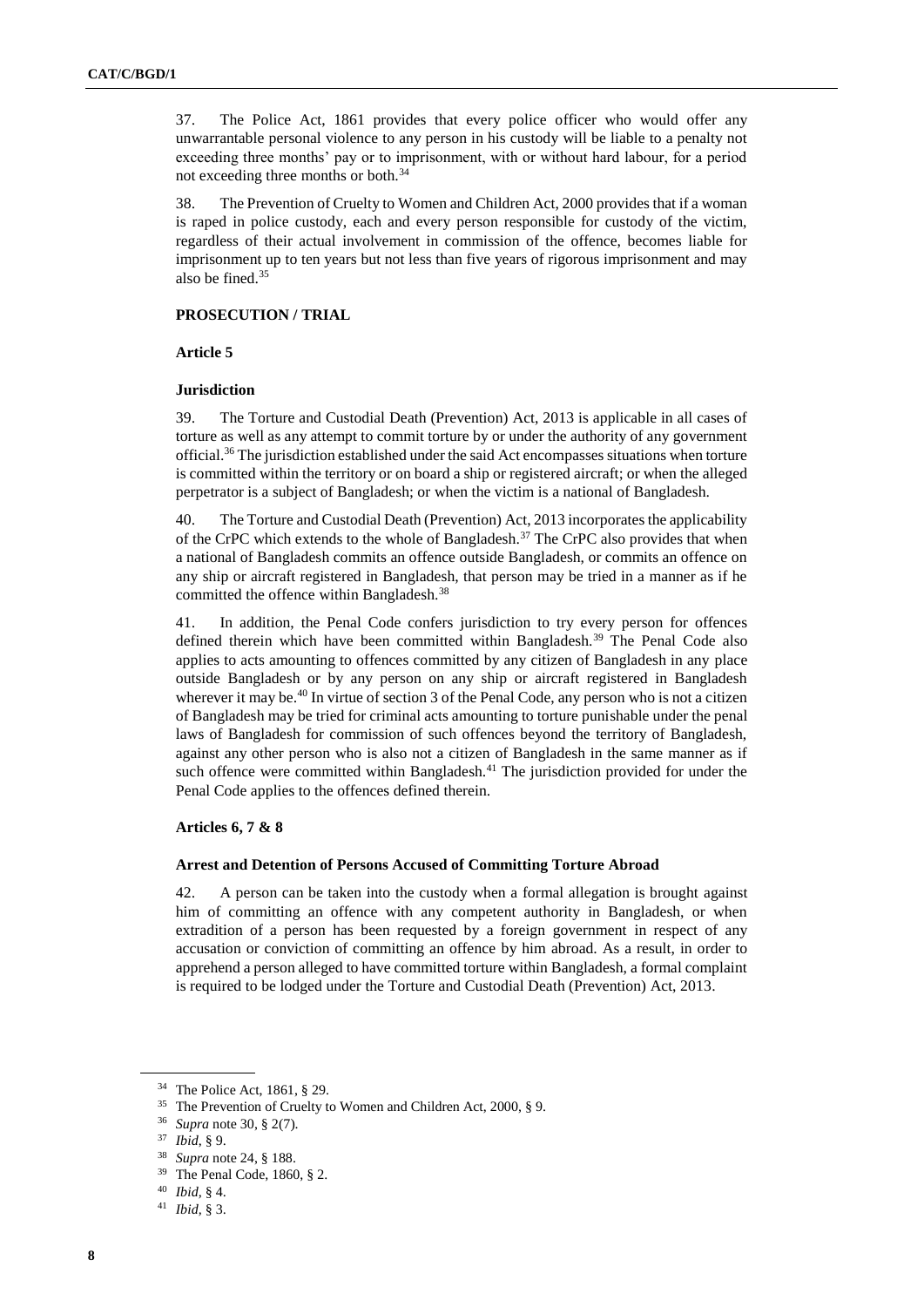37. The Police Act, 1861 provides that every police officer who would offer any unwarrantable personal violence to any person in his custody will be liable to a penalty not exceeding three months' pay or to imprisonment, with or without hard labour, for a period not exceeding three months or both.[34]

38. The Prevention of Cruelty to Women and Children Act, 2000 provides that if a woman is raped in police custody, each and every person responsible for custody of the victim, regardless of their actual involvement in commission of the offence, becomes liable for imprisonment up to ten years but not less than five years of rigorous imprisonment and may also be fined.[35]

## PROSECUTION / TRIAL

### Article 5

#### Jurisdiction

39. The Torture and Custodial Death (Prevention) Act, 2013 is applicable in all cases of torture as well as any attempt to commit torture by or under the authority of any government official.[36] The jurisdiction established under the said Act encompasses situations when torture is committed within the territory or on board a ship or registered aircraft; or when the alleged perpetrator is a subject of Bangladesh; or when the victim is a national of Bangladesh.

40. The Torture and Custodial Death (Prevention) Act, 2013 incorporates the applicability of the CrPC which extends to the whole of Bangladesh.[37] The CrPC also provides that when a national of Bangladesh commits an offence outside Bangladesh, or commits an offence on any ship or aircraft registered in Bangladesh, that person may be tried in a manner as if he committed the offence within Bangladesh.[38]

41. In addition, the Penal Code confers jurisdiction to try every person for offences defined therein which have been committed within Bangladesh.[39] The Penal Code also applies to acts amounting to offences committed by any citizen of Bangladesh in any place outside Bangladesh or by any person on any ship or aircraft registered in Bangladesh wherever it may be.[40] In virtue of section 3 of the Penal Code, any person who is not a citizen of Bangladesh may be tried for criminal acts amounting to torture punishable under the penal laws of Bangladesh for commission of such offences beyond the territory of Bangladesh, against any other person who is also not a citizen of Bangladesh in the same manner as if such offence were committed within Bangladesh.[41] The jurisdiction provided for under the Penal Code applies to the offences defined therein.

### Articles 6, 7 & 8

#### Arrest and Detention of Persons Accused of Committing Torture Abroad

42. A person can be taken into the custody when a formal allegation is brought against him of committing an offence with any competent authority in Bangladesh, or when extradition of a person has been requested by a foreign government in respect of any accusation or conviction of committing an offence by him abroad. As a result, in order to apprehend a person alleged to have committed torture within Bangladesh, a formal complaint is required to be lodged under the Torture and Custodial Death (Prevention) Act, 2013.

---

[34] The Police Act, 1861, § 29.

[35] The Prevention of Cruelty to Women and Children Act, 2000, § 9.

[36] *Supra* note 30, § 2(7).

[37] *Ibid*, § 9.

[38] *Supra* note 24, § 188.

[39] The Penal Code, 1860, § 2.

[40] *Ibid*, § 4.

[41] *Ibid*, § 3.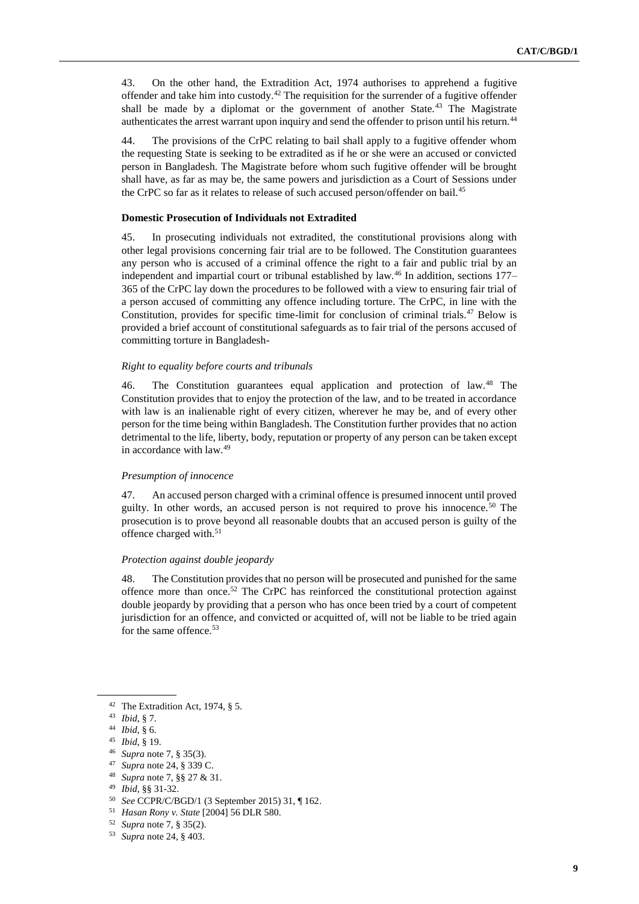43. On the other hand, the Extradition Act, 1974 authorises to apprehend a fugitive offender and take him into custody.[42] The requisition for the surrender of a fugitive offender shall be made by a diplomat or the government of another State.[43] The Magistrate authenticates the arrest warrant upon inquiry and send the offender to prison until his return.[44]

44. The provisions of the CrPC relating to bail shall apply to a fugitive offender whom the requesting State is seeking to be extradited as if he or she were an accused or convicted person in Bangladesh. The Magistrate before whom such fugitive offender will be brought shall have, as far as may be, the same powers and jurisdiction as a Court of Sessions under the CrPC so far as it relates to release of such accused person/offender on bail.[45]

**Domestic Prosecution of Individuals not Extradited**

45. In prosecuting individuals not extradited, the constitutional provisions along with other legal provisions concerning fair trial are to be followed. The Constitution guarantees any person who is accused of a criminal offence the right to a fair and public trial by an independent and impartial court or tribunal established by law.[46] In addition, sections 177–365 of the CrPC lay down the procedures to be followed with a view to ensuring fair trial of a person accused of committing any offence including torture. The CrPC, in line with the Constitution, provides for specific time-limit for conclusion of criminal trials.[47] Below is provided a brief account of constitutional safeguards as to fair trial of the persons accused of committing torture in Bangladesh-

*Right to equality before courts and tribunals*

46. The Constitution guarantees equal application and protection of law.[48] The Constitution provides that to enjoy the protection of the law, and to be treated in accordance with law is an inalienable right of every citizen, wherever he may be, and of every other person for the time being within Bangladesh. The Constitution further provides that no action detrimental to the life, liberty, body, reputation or property of any person can be taken except in accordance with law.[49]

*Presumption of innocence*

47. An accused person charged with a criminal offence is presumed innocent until proved guilty. In other words, an accused person is not required to prove his innocence.[50] The prosecution is to prove beyond all reasonable doubts that an accused person is guilty of the offence charged with.[51]

*Protection against double jeopardy*

48. The Constitution provides that no person will be prosecuted and punished for the same offence more than once.[52] The CrPC has reinforced the constitutional protection against double jeopardy by providing that a person who has once been tried by a court of competent jurisdiction for an offence, and convicted or acquitted of, will not be liable to be tried again for the same offence.[53]

---

[42] The Extradition Act, 1974, § 5.

[43] *Ibid*, § 7.

[44] *Ibid*, § 6.

[45] *Ibid*, § 19.

[46] *Supra* note 7, § 35(3).

[47] *Supra* note 24, § 339 C.

[48] *Supra* note 7, §§ 27 & 31.

[49] *Ibid*, §§ 31-32.

[50] *See* CCPR/C/BGD/1 (3 September 2015) 31, ¶ 162.

[51] *Hasan Rony v. State* [2004] 56 DLR 580.

[52] *Supra* note 7, § 35(2).

[53] *Supra* note 24, § 403.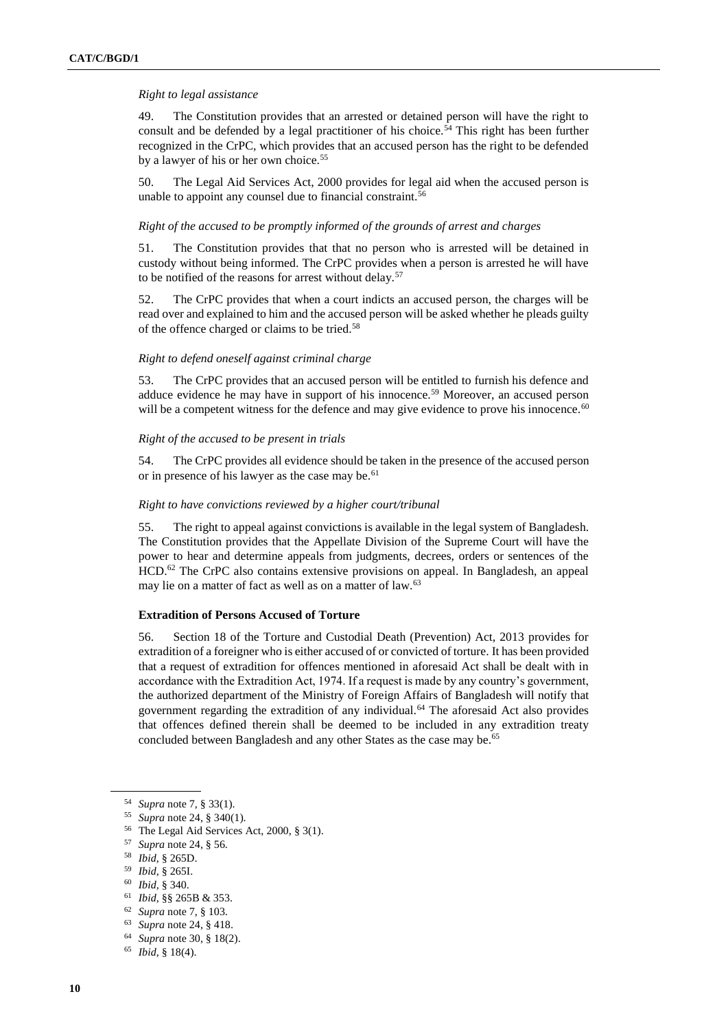*Right to legal assistance*

49. The Constitution provides that an arrested or detained person will have the right to consult and be defended by a legal practitioner of his choice.[54] This right has been further recognized in the CrPC, which provides that an accused person has the right to be defended by a lawyer of his or her own choice.[55]

50. The Legal Aid Services Act, 2000 provides for legal aid when the accused person is unable to appoint any counsel due to financial constraint.[56]

*Right of the accused to be promptly informed of the grounds of arrest and charges*

51. The Constitution provides that that no person who is arrested will be detained in custody without being informed. The CrPC provides when a person is arrested he will have to be notified of the reasons for arrest without delay.[57]

52. The CrPC provides that when a court indicts an accused person, the charges will be read over and explained to him and the accused person will be asked whether he pleads guilty of the offence charged or claims to be tried.[58]

*Right to defend oneself against criminal charge*

53. The CrPC provides that an accused person will be entitled to furnish his defence and adduce evidence he may have in support of his innocence.[59] Moreover, an accused person will be a competent witness for the defence and may give evidence to prove his innocence.[60]

*Right of the accused to be present in trials*

54. The CrPC provides all evidence should be taken in the presence of the accused person or in presence of his lawyer as the case may be.[61]

*Right to have convictions reviewed by a higher court/tribunal*

55. The right to appeal against convictions is available in the legal system of Bangladesh. The Constitution provides that the Appellate Division of the Supreme Court will have the power to hear and determine appeals from judgments, decrees, orders or sentences of the HCD.[62] The CrPC also contains extensive provisions on appeal. In Bangladesh, an appeal may lie on a matter of fact as well as on a matter of law.[63]

**Extradition of Persons Accused of Torture**

56. Section 18 of the Torture and Custodial Death (Prevention) Act, 2013 provides for extradition of a foreigner who is either accused of or convicted of torture. It has been provided that a request of extradition for offences mentioned in aforesaid Act shall be dealt with in accordance with the Extradition Act, 1974. If a request is made by any country's government, the authorized department of the Ministry of Foreign Affairs of Bangladesh will notify that government regarding the extradition of any individual.[64] The aforesaid Act also provides that offences defined therein shall be deemed to be included in any extradition treaty concluded between Bangladesh and any other States as the case may be.[65]

---

[54] *Supra* note 7, § 33(1).

[55] *Supra* note 24, § 340(1).

[56] The Legal Aid Services Act, 2000, § 3(1).

[57] *Supra* note 24, § 56.

[58] *Ibid*, § 265D.

[59] *Ibid*, § 265I.

[60] *Ibid*, § 340.

[61] *Ibid*, §§ 265B & 353.

[62] *Supra* note 7, § 103.

[63] *Supra* note 24, § 418.

[64] *Supra* note 30, § 18(2).

[65] *Ibid*, § 18(4).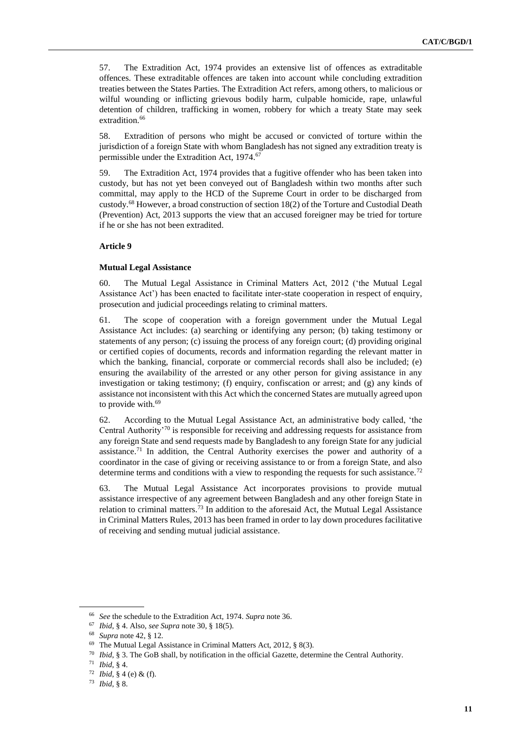57. The Extradition Act, 1974 provides an extensive list of offences as extraditable offences. These extraditable offences are taken into account while concluding extradition treaties between the States Parties. The Extradition Act refers, among others, to malicious or wilful wounding or inflicting grievous bodily harm, culpable homicide, rape, unlawful detention of children, trafficking in women, robbery for which a treaty State may seek extradition.[66]

58. Extradition of persons who might be accused or convicted of torture within the jurisdiction of a foreign State with whom Bangladesh has not signed any extradition treaty is permissible under the Extradition Act, 1974.[67]

59. The Extradition Act, 1974 provides that a fugitive offender who has been taken into custody, but has not yet been conveyed out of Bangladesh within two months after such committal, may apply to the HCD of the Supreme Court in order to be discharged from custody.[68] However, a broad construction of section 18(2) of the Torture and Custodial Death (Prevention) Act, 2013 supports the view that an accused foreigner may be tried for torture if he or she has not been extradited.

**Article 9**

**Mutual Legal Assistance**

60. The Mutual Legal Assistance in Criminal Matters Act, 2012 ('the Mutual Legal Assistance Act') has been enacted to facilitate inter-state cooperation in respect of enquiry, prosecution and judicial proceedings relating to criminal matters.

61. The scope of cooperation with a foreign government under the Mutual Legal Assistance Act includes: (a) searching or identifying any person; (b) taking testimony or statements of any person; (c) issuing the process of any foreign court; (d) providing original or certified copies of documents, records and information regarding the relevant matter in which the banking, financial, corporate or commercial records shall also be included; (e) ensuring the availability of the arrested or any other person for giving assistance in any investigation or taking testimony; (f) enquiry, confiscation or arrest; and (g) any kinds of assistance not inconsistent with this Act which the concerned States are mutually agreed upon to provide with.[69]

62. According to the Mutual Legal Assistance Act, an administrative body called, 'the Central Authority'[70] is responsible for receiving and addressing requests for assistance from any foreign State and send requests made by Bangladesh to any foreign State for any judicial assistance.[71] In addition, the Central Authority exercises the power and authority of a coordinator in the case of giving or receiving assistance to or from a foreign State, and also determine terms and conditions with a view to responding the requests for such assistance.[72]

63. The Mutual Legal Assistance Act incorporates provisions to provide mutual assistance irrespective of any agreement between Bangladesh and any other foreign State in relation to criminal matters.[73] In addition to the aforesaid Act, the Mutual Legal Assistance in Criminal Matters Rules, 2013 has been framed in order to lay down procedures facilitative of receiving and sending mutual judicial assistance.

---

[66] *See* the schedule to the Extradition Act, 1974. *Supra* note 36.

[67] *Ibid*, § 4. Also, *see Supra* note 30, § 18(5).

[68] *Supra* note 42, § 12.

[69] The Mutual Legal Assistance in Criminal Matters Act, 2012, § 8(3).

[70] *Ibid*, § 3. The GoB shall, by notification in the official Gazette, determine the Central Authority.

[71] *Ibid*, § 4.

[72] *Ibid*, § 4 (e) & (f).

[73] *Ibid*, § 8.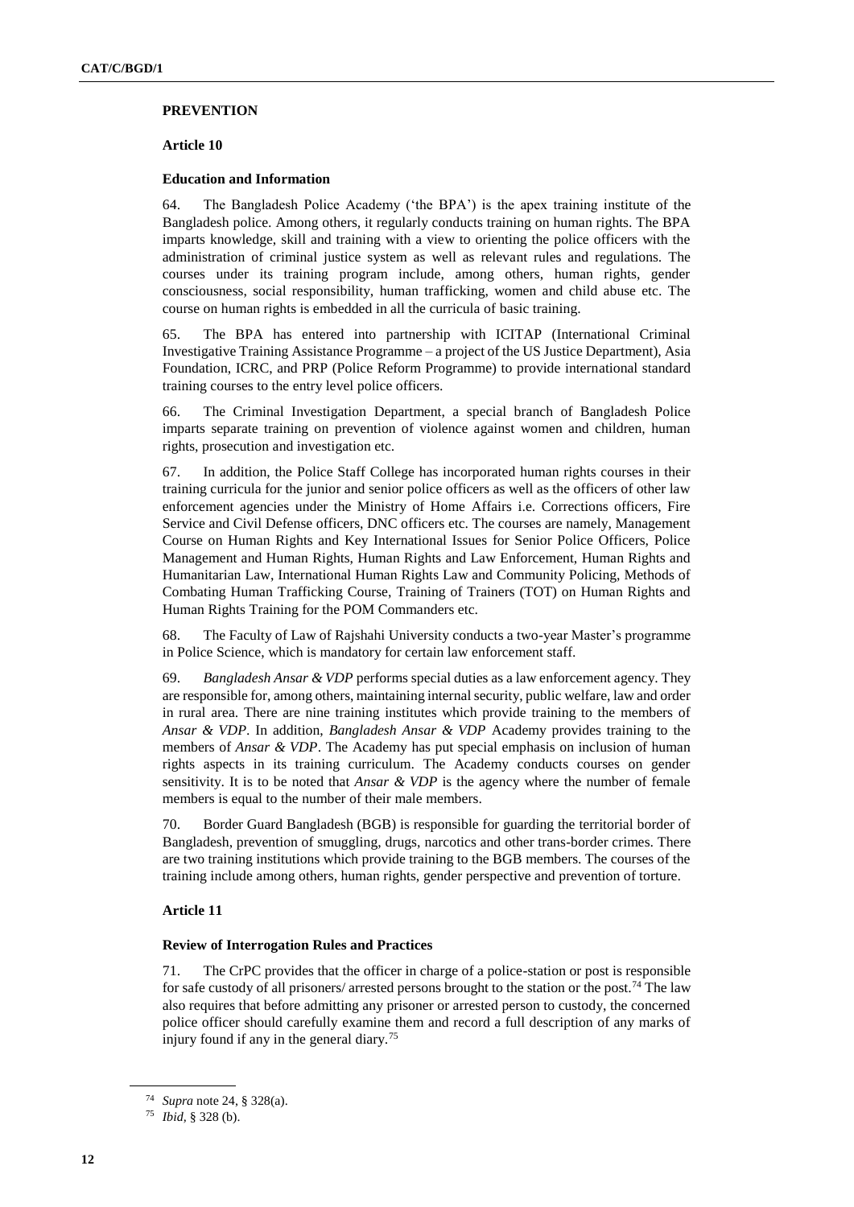## PREVENTION

### Article 10

#### Education and Information

64. The Bangladesh Police Academy ('the BPA') is the apex training institute of the Bangladesh police. Among others, it regularly conducts training on human rights. The BPA imparts knowledge, skill and training with a view to orienting the police officers with the administration of criminal justice system as well as relevant rules and regulations. The courses under its training program include, among others, human rights, gender consciousness, social responsibility, human trafficking, women and child abuse etc. The course on human rights is embedded in all the curricula of basic training.

65. The BPA has entered into partnership with ICITAP (International Criminal Investigative Training Assistance Programme – a project of the US Justice Department), Asia Foundation, ICRC, and PRP (Police Reform Programme) to provide international standard training courses to the entry level police officers.

66. The Criminal Investigation Department, a special branch of Bangladesh Police imparts separate training on prevention of violence against women and children, human rights, prosecution and investigation etc.

67. In addition, the Police Staff College has incorporated human rights courses in their training curricula for the junior and senior police officers as well as the officers of other law enforcement agencies under the Ministry of Home Affairs i.e. Corrections officers, Fire Service and Civil Defense officers, DNC officers etc. The courses are namely, Management Course on Human Rights and Key International Issues for Senior Police Officers, Police Management and Human Rights, Human Rights and Law Enforcement, Human Rights and Humanitarian Law, International Human Rights Law and Community Policing, Methods of Combating Human Trafficking Course, Training of Trainers (TOT) on Human Rights and Human Rights Training for the POM Commanders etc.

68. The Faculty of Law of Rajshahi University conducts a two-year Master's programme in Police Science, which is mandatory for certain law enforcement staff.

69. *Bangladesh Ansar & VDP* performs special duties as a law enforcement agency. They are responsible for, among others, maintaining internal security, public welfare, law and order in rural area. There are nine training institutes which provide training to the members of *Ansar & VDP*. In addition, *Bangladesh Ansar & VDP* Academy provides training to the members of *Ansar & VDP*. The Academy has put special emphasis on inclusion of human rights aspects in its training curriculum. The Academy conducts courses on gender sensitivity. It is to be noted that *Ansar & VDP* is the agency where the number of female members is equal to the number of their male members.

70. Border Guard Bangladesh (BGB) is responsible for guarding the territorial border of Bangladesh, prevention of smuggling, drugs, narcotics and other trans-border crimes. There are two training institutions which provide training to the BGB members. The courses of the training include among others, human rights, gender perspective and prevention of torture.

### Article 11

#### Review of Interrogation Rules and Practices

71. The CrPC provides that the officer in charge of a police-station or post is responsible for safe custody of all prisoners/ arrested persons brought to the station or the post.[74] The law also requires that before admitting any prisoner or arrested person to custody, the concerned police officer should carefully examine them and record a full description of any marks of injury found if any in the general diary.[75]

---

[74] *Supra* note 24, § 328(a).

[75] *Ibid*, § 328 (b).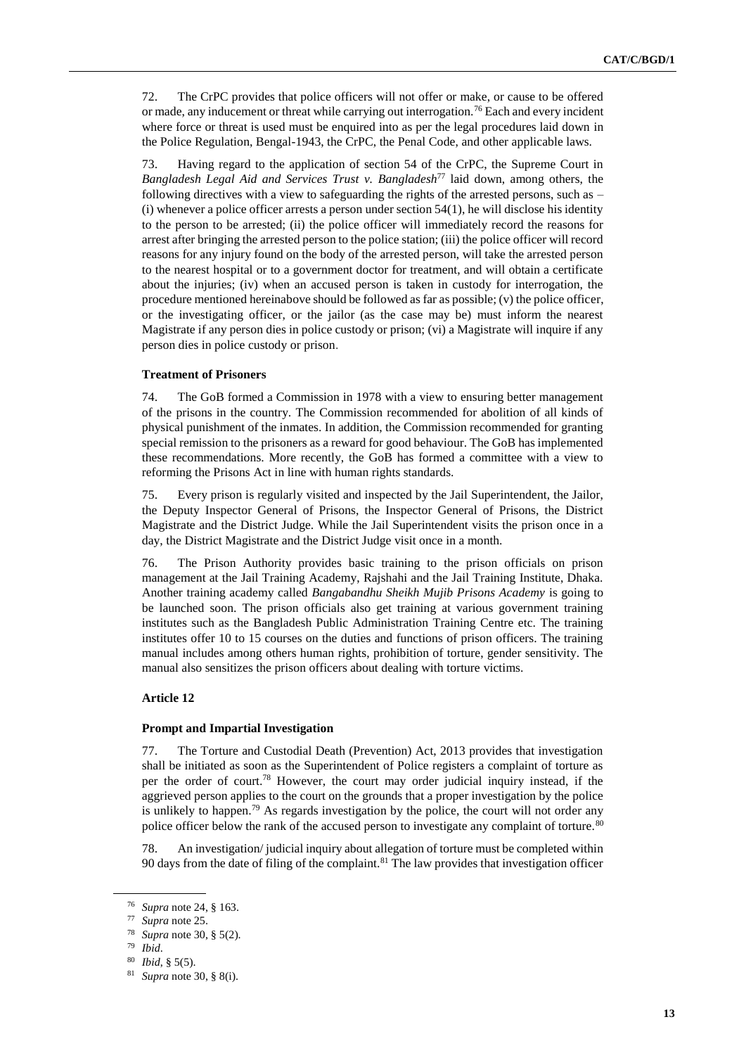72. The CrPC provides that police officers will not offer or make, or cause to be offered or made, any inducement or threat while carrying out interrogation.[76] Each and every incident where force or threat is used must be enquired into as per the legal procedures laid down in the Police Regulation, Bengal-1943, the CrPC, the Penal Code, and other applicable laws.

73. Having regard to the application of section 54 of the CrPC, the Supreme Court in *Bangladesh Legal Aid and Services Trust v. Bangladesh*[77] laid down, among others, the following directives with a view to safeguarding the rights of the arrested persons, such as – (i) whenever a police officer arrests a person under section 54(1), he will disclose his identity to the person to be arrested; (ii) the police officer will immediately record the reasons for arrest after bringing the arrested person to the police station; (iii) the police officer will record reasons for any injury found on the body of the arrested person, will take the arrested person to the nearest hospital or to a government doctor for treatment, and will obtain a certificate about the injuries; (iv) when an accused person is taken in custody for interrogation, the procedure mentioned hereinabove should be followed as far as possible; (v) the police officer, or the investigating officer, or the jailor (as the case may be) must inform the nearest Magistrate if any person dies in police custody or prison; (vi) a Magistrate will inquire if any person dies in police custody or prison.

#### Treatment of Prisoners

74. The GoB formed a Commission in 1978 with a view to ensuring better management of the prisons in the country. The Commission recommended for abolition of all kinds of physical punishment of the inmates. In addition, the Commission recommended for granting special remission to the prisoners as a reward for good behaviour. The GoB has implemented these recommendations. More recently, the GoB has formed a committee with a view to reforming the Prisons Act in line with human rights standards.

75. Every prison is regularly visited and inspected by the Jail Superintendent, the Jailor, the Deputy Inspector General of Prisons, the Inspector General of Prisons, the District Magistrate and the District Judge. While the Jail Superintendent visits the prison once in a day, the District Magistrate and the District Judge visit once in a month.

76. The Prison Authority provides basic training to the prison officials on prison management at the Jail Training Academy, Rajshahi and the Jail Training Institute, Dhaka. Another training academy called *Bangabandhu Sheikh Mujib Prisons Academy* is going to be launched soon. The prison officials also get training at various government training institutes such as the Bangladesh Public Administration Training Centre etc. The training institutes offer 10 to 15 courses on the duties and functions of prison officers. The training manual includes among others human rights, prohibition of torture, gender sensitivity. The manual also sensitizes the prison officers about dealing with torture victims.

### Article 12

#### Prompt and Impartial Investigation

77. The Torture and Custodial Death (Prevention) Act, 2013 provides that investigation shall be initiated as soon as the Superintendent of Police registers a complaint of torture as per the order of court.[78] However, the court may order judicial inquiry instead, if the aggrieved person applies to the court on the grounds that a proper investigation by the police is unlikely to happen.[79] As regards investigation by the police, the court will not order any police officer below the rank of the accused person to investigate any complaint of torture.[80]

78. An investigation/ judicial inquiry about allegation of torture must be completed within 90 days from the date of filing of the complaint.[81] The law provides that investigation officer

---

[76] *Supra* note 24, § 163.

[77] *Supra* note 25.

[78] *Supra* note 30, § 5(2).

[79] *Ibid*.

[80] *Ibid*, § 5(5).

[81] *Supra* note 30, § 8(i).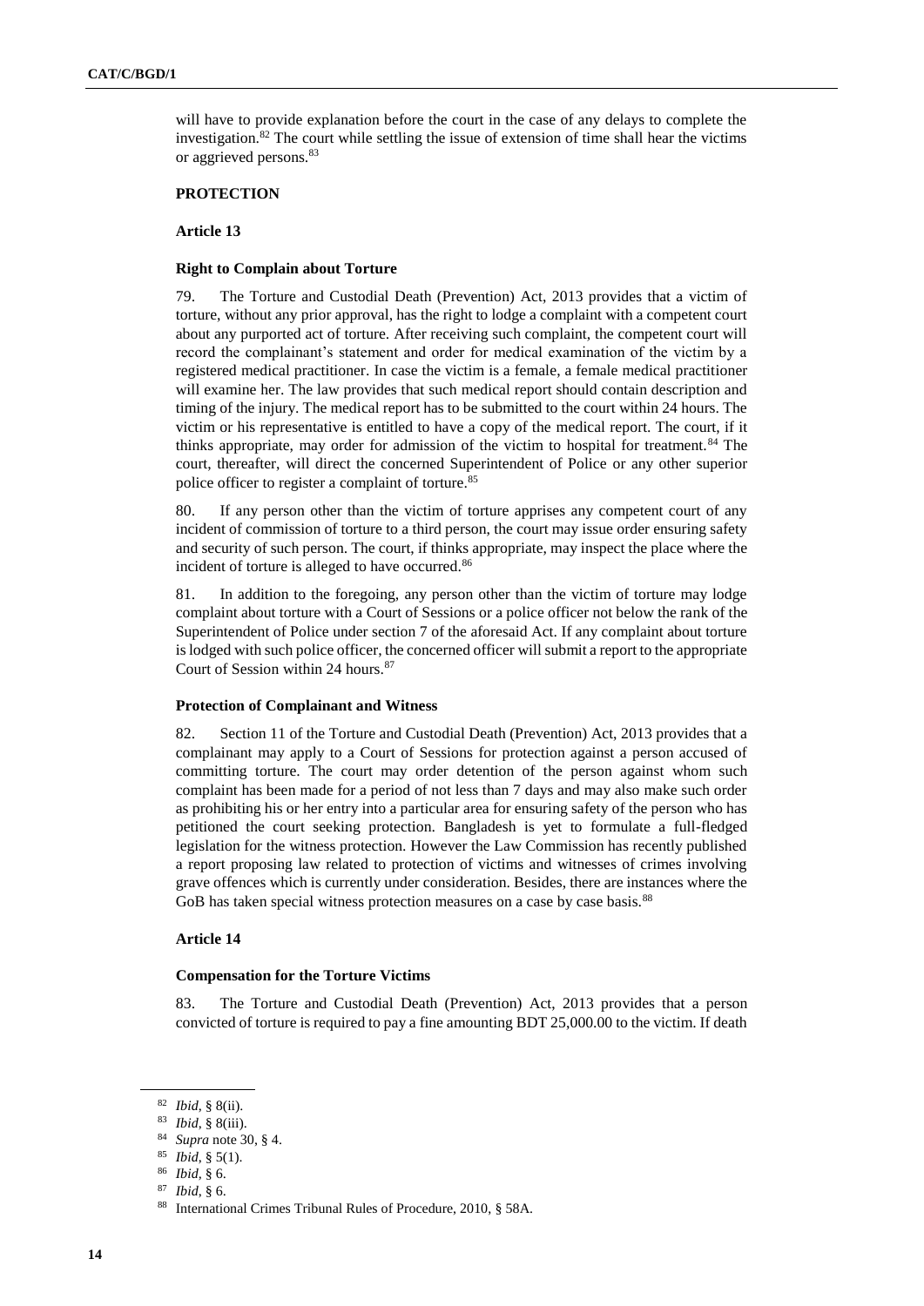will have to provide explanation before the court in the case of any delays to complete the investigation.[82] The court while settling the issue of extension of time shall hear the victims or aggrieved persons.[83]

## PROTECTION

### Article 13

#### Right to Complain about Torture

79. The Torture and Custodial Death (Prevention) Act, 2013 provides that a victim of torture, without any prior approval, has the right to lodge a complaint with a competent court about any purported act of torture. After receiving such complaint, the competent court will record the complainant's statement and order for medical examination of the victim by a registered medical practitioner. In case the victim is a female, a female medical practitioner will examine her. The law provides that such medical report should contain description and timing of the injury. The medical report has to be submitted to the court within 24 hours. The victim or his representative is entitled to have a copy of the medical report. The court, if it thinks appropriate, may order for admission of the victim to hospital for treatment.[84] The court, thereafter, will direct the concerned Superintendent of Police or any other superior police officer to register a complaint of torture.[85]

80. If any person other than the victim of torture apprises any competent court of any incident of commission of torture to a third person, the court may issue order ensuring safety and security of such person. The court, if thinks appropriate, may inspect the place where the incident of torture is alleged to have occurred.[86]

81. In addition to the foregoing, any person other than the victim of torture may lodge complaint about torture with a Court of Sessions or a police officer not below the rank of the Superintendent of Police under section 7 of the aforesaid Act. If any complaint about torture is lodged with such police officer, the concerned officer will submit a report to the appropriate Court of Session within 24 hours.[87]

#### Protection of Complainant and Witness

82. Section 11 of the Torture and Custodial Death (Prevention) Act, 2013 provides that a complainant may apply to a Court of Sessions for protection against a person accused of committing torture. The court may order detention of the person against whom such complaint has been made for a period of not less than 7 days and may also make such order as prohibiting his or her entry into a particular area for ensuring safety of the person who has petitioned the court seeking protection. Bangladesh is yet to formulate a full-fledged legislation for the witness protection. However the Law Commission has recently published a report proposing law related to protection of victims and witnesses of crimes involving grave offences which is currently under consideration. Besides, there are instances where the GoB has taken special witness protection measures on a case by case basis.[88]

### Article 14

#### Compensation for the Torture Victims

83. The Torture and Custodial Death (Prevention) Act, 2013 provides that a person convicted of torture is required to pay a fine amounting BDT 25,000.00 to the victim. If death

---

[82] *Ibid*, § 8(ii).

[83] *Ibid*, § 8(iii).

[84] *Supra* note 30, § 4.

[85] *Ibid*, § 5(1).

[86] *Ibid*, § 6.

[87] *Ibid*, § 6.

[88] International Crimes Tribunal Rules of Procedure, 2010, § 58A.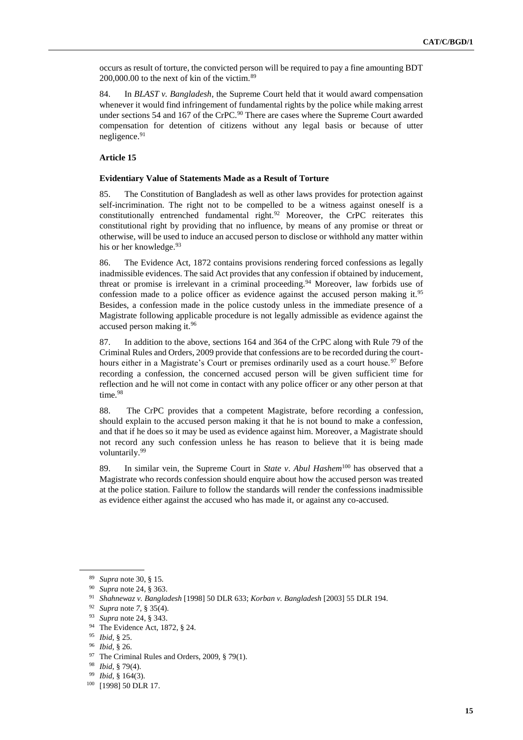occurs as result of torture, the convicted person will be required to pay a fine amounting BDT 200,000.00 to the next of kin of the victim.[89]

84. In *BLAST v. Bangladesh*, the Supreme Court held that it would award compensation whenever it would find infringement of fundamental rights by the police while making arrest under sections 54 and 167 of the CrPC.[90] There are cases where the Supreme Court awarded compensation for detention of citizens without any legal basis or because of utter negligence.[91]

**Article 15**

**Evidentiary Value of Statements Made as a Result of Torture**

85. The Constitution of Bangladesh as well as other laws provides for protection against self-incrimination. The right not to be compelled to be a witness against oneself is a constitutionally entrenched fundamental right.[92] Moreover, the CrPC reiterates this constitutional right by providing that no influence, by means of any promise or threat or otherwise, will be used to induce an accused person to disclose or withhold any matter within his or her knowledge.[93]

86. The Evidence Act, 1872 contains provisions rendering forced confessions as legally inadmissible evidences. The said Act provides that any confession if obtained by inducement, threat or promise is irrelevant in a criminal proceeding.[94] Moreover, law forbids use of confession made to a police officer as evidence against the accused person making it.[95] Besides, a confession made in the police custody unless in the immediate presence of a Magistrate following applicable procedure is not legally admissible as evidence against the accused person making it.[96]

87. In addition to the above, sections 164 and 364 of the CrPC along with Rule 79 of the Criminal Rules and Orders, 2009 provide that confessions are to be recorded during the court-hours either in a Magistrate's Court or premises ordinarily used as a court house.[97] Before recording a confession, the concerned accused person will be given sufficient time for reflection and he will not come in contact with any police officer or any other person at that time.[98]

88. The CrPC provides that a competent Magistrate, before recording a confession, should explain to the accused person making it that he is not bound to make a confession, and that if he does so it may be used as evidence against him. Moreover, a Magistrate should not record any such confession unless he has reason to believe that it is being made voluntarily.[99]

89. In similar vein, the Supreme Court in *State v. Abul Hashem*[100] has observed that a Magistrate who records confession should enquire about how the accused person was treated at the police station. Failure to follow the standards will render the confessions inadmissible as evidence either against the accused who has made it, or against any co-accused.

---

[89] *Supra* note 30, § 15.

[90] *Supra* note 24, § 363.

[91] *Shahnewaz v. Bangladesh* [1998] 50 DLR 633; *Korban v. Bangladesh* [2003] 55 DLR 194.

[92] *Supra* note 7, § 35(4).

[93] *Supra* note 24, § 343.

[94] The Evidence Act, 1872, § 24.

[95] *Ibid*, § 25.

[96] *Ibid*, § 26.

[97] The Criminal Rules and Orders, 2009, § 79(1).

[98] *Ibid*, § 79(4).

[99] *Ibid*, § 164(3).

[100] [1998] 50 DLR 17.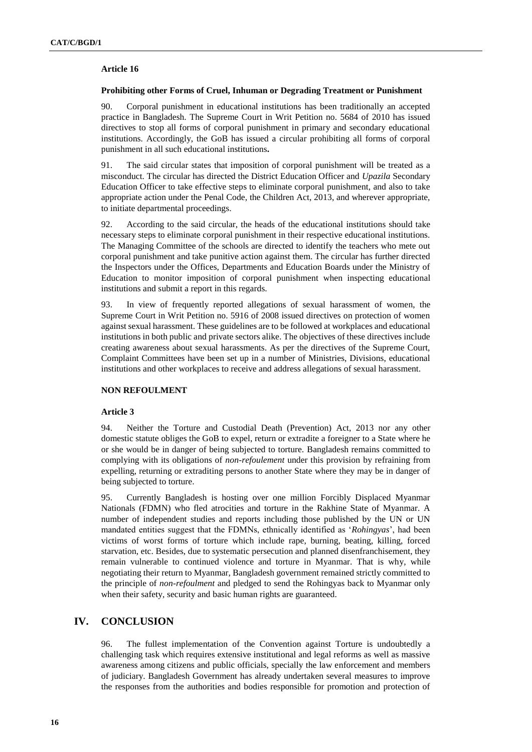### Article 16

#### Prohibiting other Forms of Cruel, Inhuman or Degrading Treatment or Punishment

90. Corporal punishment in educational institutions has been traditionally an accepted practice in Bangladesh. The Supreme Court in Writ Petition no. 5684 of 2010 has issued directives to stop all forms of corporal punishment in primary and secondary educational institutions. Accordingly, the GoB has issued a circular prohibiting all forms of corporal punishment in all such educational institutions**.**

91. The said circular states that imposition of corporal punishment will be treated as a misconduct. The circular has directed the District Education Officer and *Upazila* Secondary Education Officer to take effective steps to eliminate corporal punishment, and also to take appropriate action under the Penal Code, the Children Act, 2013, and wherever appropriate, to initiate departmental proceedings.

92. According to the said circular, the heads of the educational institutions should take necessary steps to eliminate corporal punishment in their respective educational institutions. The Managing Committee of the schools are directed to identify the teachers who mete out corporal punishment and take punitive action against them. The circular has further directed the Inspectors under the Offices, Departments and Education Boards under the Ministry of Education to monitor imposition of corporal punishment when inspecting educational institutions and submit a report in this regards.

93. In view of frequently reported allegations of sexual harassment of women, the Supreme Court in Writ Petition no. 5916 of 2008 issued directives on protection of women against sexual harassment. These guidelines are to be followed at workplaces and educational institutions in both public and private sectors alike. The objectives of these directives include creating awareness about sexual harassments. As per the directives of the Supreme Court, Complaint Committees have been set up in a number of Ministries, Divisions, educational institutions and other workplaces to receive and address allegations of sexual harassment.

### NON REFOULMENT

### Article 3

94. Neither the Torture and Custodial Death (Prevention) Act, 2013 nor any other domestic statute obliges the GoB to expel, return or extradite a foreigner to a State where he or she would be in danger of being subjected to torture. Bangladesh remains committed to complying with its obligations of *non-refoulement* under this provision by refraining from expelling, returning or extraditing persons to another State where they may be in danger of being subjected to torture.

95. Currently Bangladesh is hosting over one million Forcibly Displaced Myanmar Nationals (FDMN) who fled atrocities and torture in the Rakhine State of Myanmar. A number of independent studies and reports including those published by the UN or UN mandated entities suggest that the FDMNs, ethnically identified as '*Rohingyas*', had been victims of worst forms of torture which include rape, burning, beating, killing, forced starvation, etc. Besides, due to systematic persecution and planned disenfranchisement, they remain vulnerable to continued violence and torture in Myanmar. That is why, while negotiating their return to Myanmar, Bangladesh government remained strictly committed to the principle of *non-refoulment* and pledged to send the Rohingyas back to Myanmar only when their safety, security and basic human rights are guaranteed.

## IV. CONCLUSION

96. The fullest implementation of the Convention against Torture is undoubtedly a challenging task which requires extensive institutional and legal reforms as well as massive awareness among citizens and public officials, specially the law enforcement and members of judiciary. Bangladesh Government has already undertaken several measures to improve the responses from the authorities and bodies responsible for promotion and protection of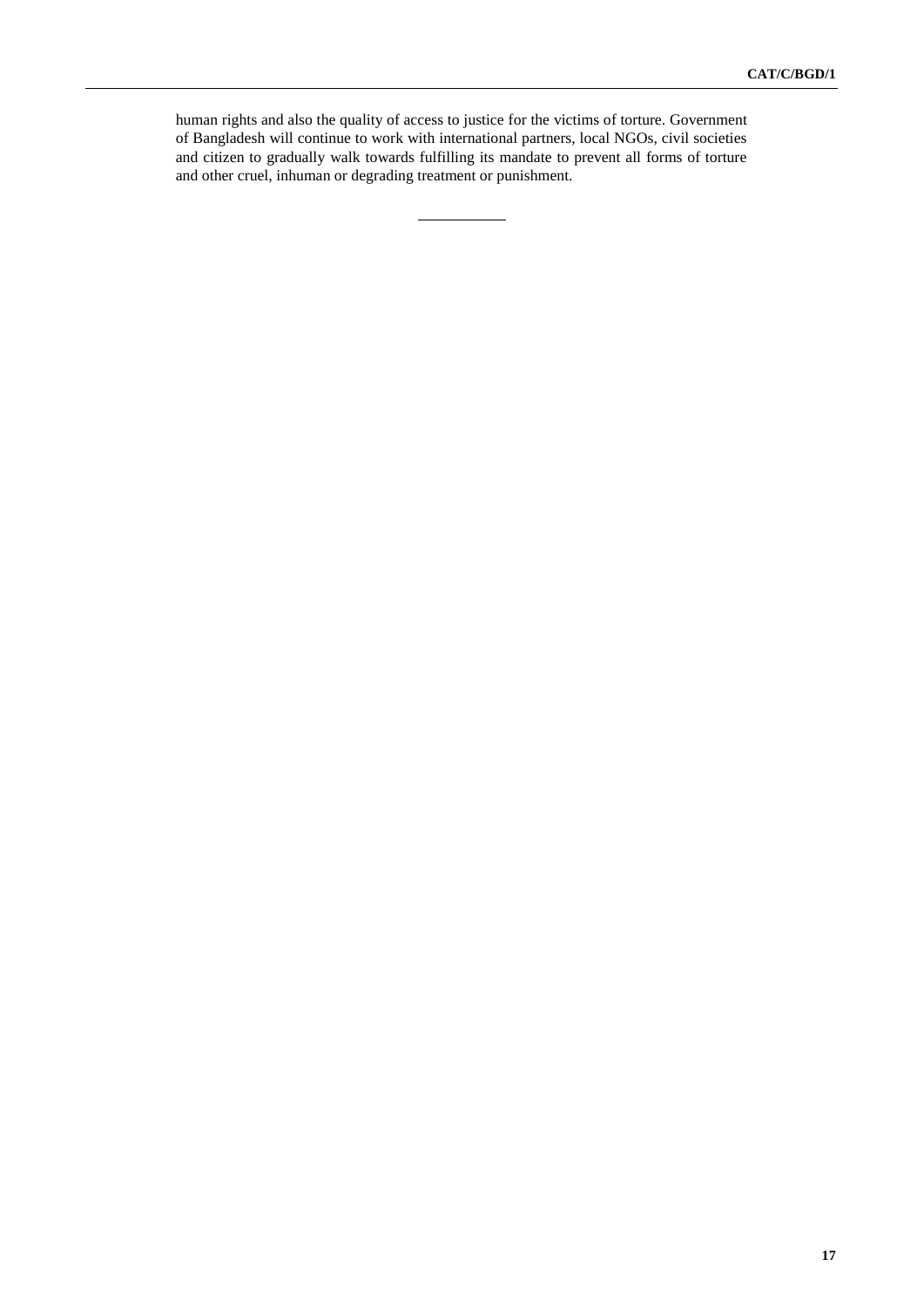human rights and also the quality of access to justice for the victims of torture. Government of Bangladesh will continue to work with international partners, local NGOs, civil societies and citizen to gradually walk towards fulfilling its mandate to prevent all forms of torture and other cruel, inhuman or degrading treatment or punishment.